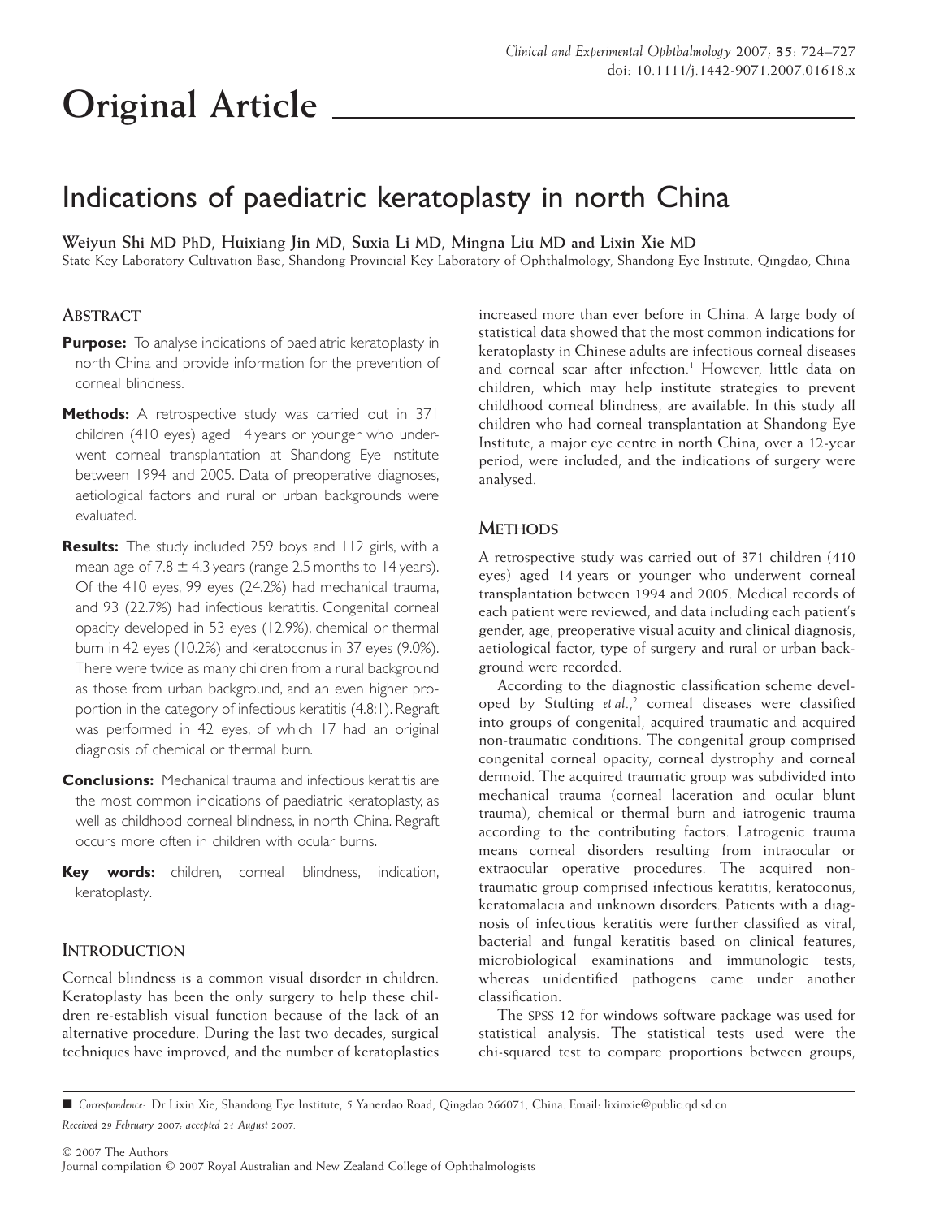# Original Article

## Indications of paediatric keratoplasty in north China

**Weiyun Shi MD PhD, Huixiang Jin MD, Suxia Li MD, Mingna Liu MD and Lixin Xie MD**

State Key Laboratory Cultivation Base, Shandong Provincial Key Laboratory of Ophthalmology, Shandong Eye Institute, Qingdao, China

### Abstract

**Purpose:** To analyse indications of paediatric keratoplasty in north China and provide information for the prevention of corneal blindness.

**Methods:** A retrospective study was carried out in 371 children (410 eyes) aged 14 years or younger who underwent corneal transplantation at Shandong Eye Institute between 1994 and 2005. Data of preoperative diagnoses, aetiological factors and rural or urban backgrounds were evaluated.

**Results:** The study included 259 boys and 112 girls, with a mean age of 7.8 ± 4.3 years (range 2.5 months to 14 years). Of the 410 eyes, 99 eyes (24.2%) had mechanical trauma, and 93 (22.7%) had infectious keratitis. Congenital corneal opacity developed in 53 eyes (12.9%), chemical or thermal burn in 42 eyes (10.2%) and keratoconus in 37 eyes (9.0%). There were twice as many children from a rural background as those from urban background, and an even higher proportion in the category of infectious keratitis (4.8:1). Regraft was performed in 42 eyes, of which 17 had an original diagnosis of chemical or thermal burn.

**Conclusions:** Mechanical trauma and infectious keratitis are the most common indications of paediatric keratoplasty, as well as childhood corneal blindness, in north China. Regraft occurs more often in children with ocular burns.

**Key words:** children, corneal blindness, indication, keratoplasty.

### Introduction

Corneal blindness is a common visual disorder in children. Keratoplasty has been the only surgery to help these children re-establish visual function because of the lack of an alternative procedure. During the last two decades, surgical techniques have improved, and the number of keratoplasties increased more than ever before in China. A large body of statistical data showed that the most common indications for keratoplasty in Chinese adults are infectious corneal diseases and corneal scar after infection.[1] However, little data on children, which may help institute strategies to prevent childhood corneal blindness, are available. In this study all children who had corneal transplantation at Shandong Eye Institute, a major eye centre in north China, over a 12-year period, were included, and the indications of surgery were analysed.

### Methods

A retrospective study was carried out of 371 children (410 eyes) aged 14 years or younger who underwent corneal transplantation between 1994 and 2005. Medical records of each patient were reviewed, and data including each patient's gender, age, preoperative visual acuity and clinical diagnosis, aetiological factor, type of surgery and rural or urban background were recorded.

According to the diagnostic classification scheme developed by Stulting *et al.*,[2] corneal diseases were classified into groups of congenital, acquired traumatic and acquired non-traumatic conditions. The congenital group comprised congenital corneal opacity, corneal dystrophy and corneal dermoid. The acquired traumatic group was subdivided into mechanical trauma (corneal laceration and ocular blunt trauma), chemical or thermal burn and iatrogenic trauma according to the contributing factors. Latrogenic trauma means corneal disorders resulting from intraocular or extraocular operative procedures. The acquired non-traumatic group comprised infectious keratitis, keratoconus, keratomalacia and unknown disorders. Patients with a diagnosis of infectious keratitis were further classified as viral, bacterial and fungal keratitis based on clinical features, microbiological examinations and immunologic tests, whereas unidentified pathogens came under another classification.

The SPSS 12 for windows software package was used for statistical analysis. The statistical tests used were the chi-squared test to compare proportions between groups,

---

■ *Correspondence:* Dr Lixin Xie, Shandong Eye Institute, 5 Yanerdao Road, Qingdao 266071, China. Email: lixinxie@public.qd.sd.cn

*Received 29 February 2007; accepted 21 August 2007.*

© 2007 The Authors
Journal compilation © 2007 Royal Australian and New Zealand College of Ophthalmologists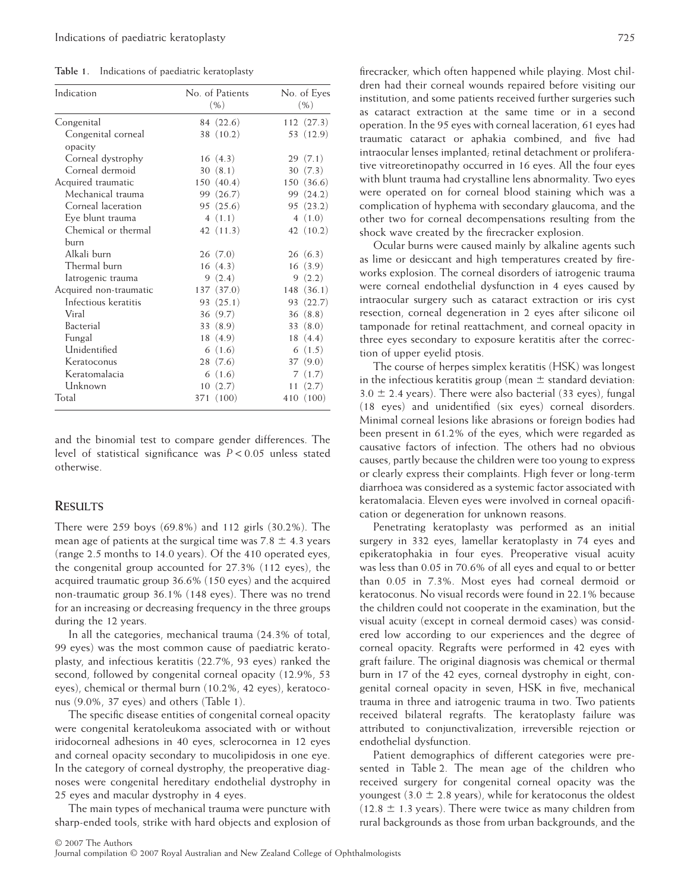**Table 1.** Indications of paediatric keratoplasty

| Indication | No. of Patients (%) | No. of Eyes (%) |
|---|---|---|
| Congenital | 84 (22.6) | 112 (27.3) |
| Congenital corneal opacity | 38 (10.2) | 53 (12.9) |
| Corneal dystrophy | 16 (4.3) | 29 (7.1) |
| Corneal dermoid | 30 (8.1) | 30 (7.3) |
| Acquired traumatic | 150 (40.4) | 150 (36.6) |
| Mechanical trauma | 99 (26.7) | 99 (24.2) |
| Corneal laceration | 95 (25.6) | 95 (23.2) |
| Eye blunt trauma | 4 (1.1) | 4 (1.0) |
| Chemical or thermal burn | 42 (11.3) | 42 (10.2) |
| Alkali burn | 26 (7.0) | 26 (6.3) |
| Thermal burn | 16 (4.3) | 16 (3.9) |
| Iatrogenic trauma | 9 (2.4) | 9 (2.2) |
| Acquired non-traumatic | 137 (37.0) | 148 (36.1) |
| Infectious keratitis | 93 (25.1) | 93 (22.7) |
| Viral | 36 (9.7) | 36 (8.8) |
| Bacterial | 33 (8.9) | 33 (8.0) |
| Fungal | 18 (4.9) | 18 (4.4) |
| Unidentified | 6 (1.6) | 6 (1.5) |
| Keratoconus | 28 (7.6) | 37 (9.0) |
| Keratomalacia | 6 (1.6) | 7 (1.7) |
| Unknown | 10 (2.7) | 11 (2.7) |
| Total | 371 (100) | 410 (100) |

and the binomial test to compare gender differences. The level of statistical significance was $P < 0.05$ unless stated otherwise.

## RESULTS

There were 259 boys (69.8%) and 112 girls (30.2%). The mean age of patients at the surgical time was 7.8 ± 4.3 years (range 2.5 months to 14.0 years). Of the 410 operated eyes, the congenital group accounted for 27.3% (112 eyes), the acquired traumatic group 36.6% (150 eyes) and the acquired non-traumatic group 36.1% (148 eyes). There was no trend for an increasing or decreasing frequency in the three groups during the 12 years.

In all the categories, mechanical trauma (24.3% of total, 99 eyes) was the most common cause of paediatric keratoplasty, and infectious keratitis (22.7%, 93 eyes) ranked the second, followed by congenital corneal opacity (12.9%, 53 eyes), chemical or thermal burn (10.2%, 42 eyes), keratoconus (9.0%, 37 eyes) and others (Table 1).

The specific disease entities of congenital corneal opacity were congenital keratoleukoma associated with or without iridocorneal adhesions in 40 eyes, sclerocornea in 12 eyes and corneal opacity secondary to mucolipidosis in one eye. In the category of corneal dystrophy, the preoperative diagnoses were congenital hereditary endothelial dystrophy in 25 eyes and macular dystrophy in 4 eyes.

The main types of mechanical trauma were puncture with sharp-ended tools, strike with hard objects and explosion of firecracker, which often happened while playing. Most children had their corneal wounds repaired before visiting our institution, and some patients received further surgeries such as cataract extraction at the same time or in a second operation. In the 95 eyes with corneal laceration, 61 eyes had traumatic cataract or aphakia combined, and five had intraocular lenses implanted; retinal detachment or proliferative vitreoretinopathy occurred in 16 eyes. All the four eyes with blunt trauma had crystalline lens abnormality. Two eyes were operated on for corneal blood staining which was a complication of hyphema with secondary glaucoma, and the other two for corneal decompensations resulting from the shock wave created by the firecracker explosion.

Ocular burns were caused mainly by alkaline agents such as lime or desiccant and high temperatures created by fireworks explosion. The corneal disorders of iatrogenic trauma were corneal endothelial dysfunction in 4 eyes caused by intraocular surgery such as cataract extraction or iris cyst resection, corneal degeneration in 2 eyes after silicone oil tamponade for retinal reattachment, and corneal opacity in three eyes secondary to exposure keratitis after the correction of upper eyelid ptosis.

The course of herpes simplex keratitis (HSK) was longest in the infectious keratitis group (mean ± standard deviation: 3.0 ± 2.4 years). There were also bacterial (33 eyes), fungal (18 eyes) and unidentified (six eyes) corneal disorders. Minimal corneal lesions like abrasions or foreign bodies had been present in 61.2% of the eyes, which were regarded as causative factors of infection. The others had no obvious causes, partly because the children were too young to express or clearly express their complaints. High fever or long-term diarrhoea was considered as a systemic factor associated with keratomalacia. Eleven eyes were involved in corneal opacification or degeneration for unknown reasons.

Penetrating keratoplasty was performed as an initial surgery in 332 eyes, lamellar keratoplasty in 74 eyes and epikeratophakia in four eyes. Preoperative visual acuity was less than 0.05 in 70.6% of all eyes and equal to or better than 0.05 in 7.3%. Most eyes had corneal dermoid or keratoconus. No visual records were found in 22.1% because the children could not cooperate in the examination, but the visual acuity (except in corneal dermoid cases) was considered low according to our experiences and the degree of corneal opacity. Regrafts were performed in 42 eyes with graft failure. The original diagnosis was chemical or thermal burn in 17 of the 42 eyes, corneal dystrophy in eight, congenital corneal opacity in seven, HSK in five, mechanical trauma in three and iatrogenic trauma in two. Two patients received bilateral regrafts. The keratoplasty failure was attributed to conjunctivalization, irreversible rejection or endothelial dysfunction.

Patient demographics of different categories were presented in Table 2. The mean age of the children who received surgery for congenital corneal opacity was the youngest (3.0 ± 2.8 years), while for keratoconus the oldest (12.8 ± 1.3 years). There were twice as many children from rural backgrounds as those from urban backgrounds, and the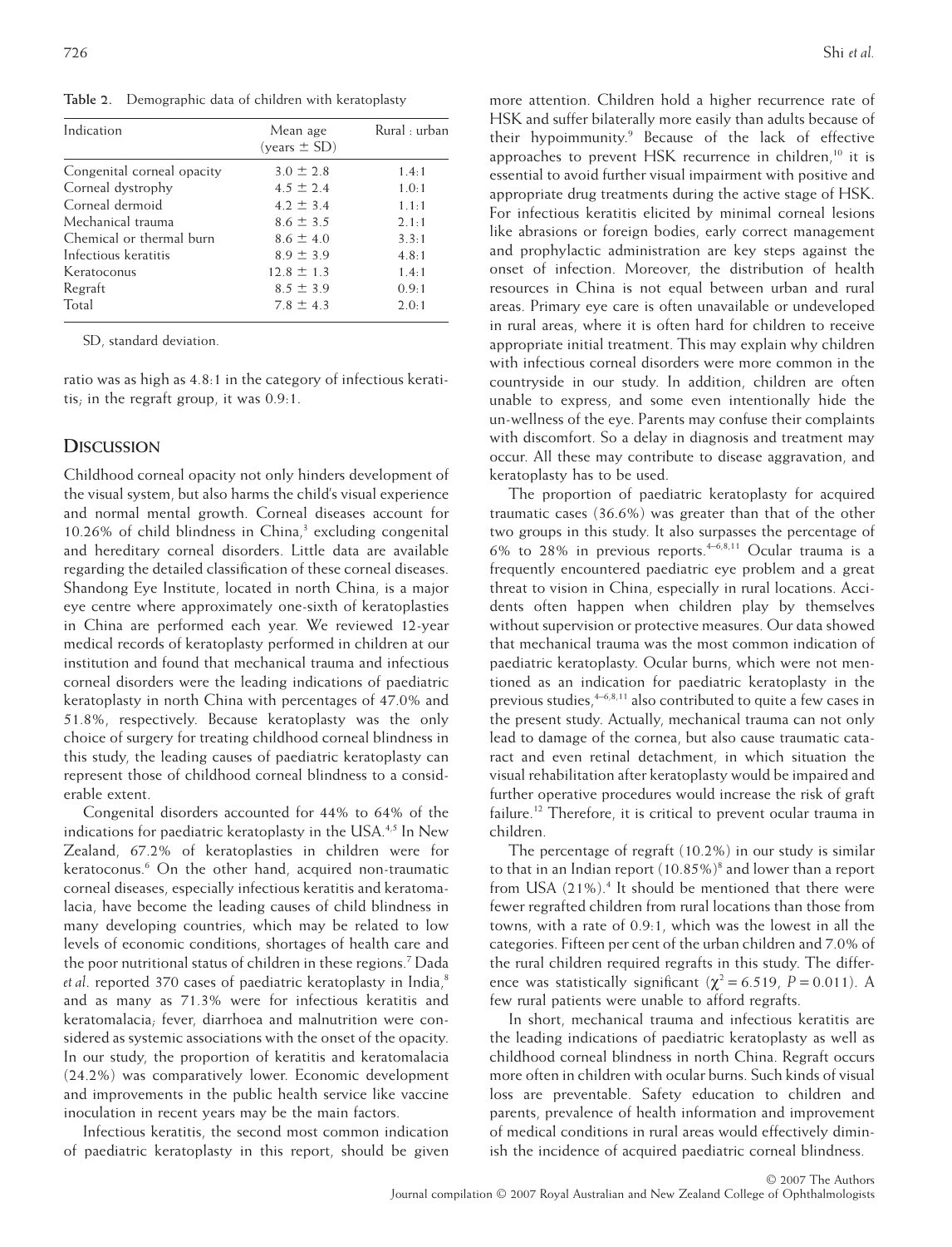**Table 2.** Demographic data of children with keratoplasty

| Indication | Mean age (years ± SD) | Rural : urban |
|---|---|---|
| Congenital corneal opacity | 3.0 ± 2.8 | 1.4:1 |
| Corneal dystrophy | 4.5 ± 2.4 | 1.0:1 |
| Corneal dermoid | 4.2 ± 3.4 | 1.1:1 |
| Mechanical trauma | 8.6 ± 3.5 | 2.1:1 |
| Chemical or thermal burn | 8.6 ± 4.0 | 3.3:1 |
| Infectious keratitis | 8.9 ± 3.9 | 4.8:1 |
| Keratoconus | 12.8 ± 1.3 | 1.4:1 |
| Regraft | 8.5 ± 3.9 | 0.9:1 |
| Total | 7.8 ± 4.3 | 2.0:1 |

SD, standard deviation.

ratio was as high as 4.8:1 in the category of infectious keratitis; in the regraft group, it was 0.9:1.

## Discussion

Childhood corneal opacity not only hinders development of the visual system, but also harms the child's visual experience and normal mental growth. Corneal diseases account for 10.26% of child blindness in China,[3] excluding congenital and hereditary corneal disorders. Little data are available regarding the detailed classification of these corneal diseases. Shandong Eye Institute, located in north China, is a major eye centre where approximately one-sixth of keratoplasties in China are performed each year. We reviewed 12-year medical records of keratoplasty performed in children at our institution and found that mechanical trauma and infectious corneal disorders were the leading indications of paediatric keratoplasty in north China with percentages of 47.0% and 51.8%, respectively. Because keratoplasty was the only choice of surgery for treating childhood corneal blindness in this study, the leading causes of paediatric keratoplasty can represent those of childhood corneal blindness to a considerable extent.

Congenital disorders accounted for 44% to 64% of the indications for paediatric keratoplasty in the USA.[4,5] In New Zealand, 67.2% of keratoplasties in children were for keratoconus.[6] On the other hand, acquired non-traumatic corneal diseases, especially infectious keratitis and keratomalacia, have become the leading causes of child blindness in many developing countries, which may be related to low levels of economic conditions, shortages of health care and the poor nutritional status of children in these regions.[7] Dada *et al*. reported 370 cases of paediatric keratoplasty in India,[8] and as many as 71.3% were for infectious keratitis and keratomalacia; fever, diarrhoea and malnutrition were considered as systemic associations with the onset of the opacity. In our study, the proportion of keratitis and keratomalacia (24.2%) was comparatively lower. Economic development and improvements in the public health service like vaccine inoculation in recent years may be the main factors.

Infectious keratitis, the second most common indication of paediatric keratoplasty in this report, should be given more attention. Children hold a higher recurrence rate of HSK and suffer bilaterally more easily than adults because of their hypoimmunity.[9] Because of the lack of effective approaches to prevent HSK recurrence in children,[10] it is essential to avoid further visual impairment with positive and appropriate drug treatments during the active stage of HSK. For infectious keratitis elicited by minimal corneal lesions like abrasions or foreign bodies, early correct management and prophylactic administration are key steps against the onset of infection. Moreover, the distribution of health resources in China is not equal between urban and rural areas. Primary eye care is often unavailable or undeveloped in rural areas, where it is often hard for children to receive appropriate initial treatment. This may explain why children with infectious corneal disorders were more common in the countryside in our study. In addition, children are often unable to express, and some even intentionally hide the un-wellness of the eye. Parents may confuse their complaints with discomfort. So a delay in diagnosis and treatment may occur. All these may contribute to disease aggravation, and keratoplasty has to be used.

The proportion of paediatric keratoplasty for acquired traumatic cases (36.6%) was greater than that of the other two groups in this study. It also surpasses the percentage of 6% to 28% in previous reports.[4–6,8,11] Ocular trauma is a frequently encountered paediatric eye problem and a great threat to vision in China, especially in rural locations. Accidents often happen when children play by themselves without supervision or protective measures. Our data showed that mechanical trauma was the most common indication of paediatric keratoplasty. Ocular burns, which were not mentioned as an indication for paediatric keratoplasty in the previous studies,[4–6,8,11] also contributed to quite a few cases in the present study. Actually, mechanical trauma can not only lead to damage of the cornea, but also cause traumatic cataract and even retinal detachment, in which situation the visual rehabilitation after keratoplasty would be impaired and further operative procedures would increase the risk of graft failure.[12] Therefore, it is critical to prevent ocular trauma in children.

The percentage of regraft (10.2%) in our study is similar to that in an Indian report (10.85%)[8] and lower than a report from USA (21%).[4] It should be mentioned that there were fewer regrafted children from rural locations than those from towns, with a rate of 0.9:1, which was the lowest in all the categories. Fifteen per cent of the urban children and 7.0% of the rural children required regrafts in this study. The difference was statistically significant ($\chi^2 = 6.519$, $P = 0.011$). A few rural patients were unable to afford regrafts.

In short, mechanical trauma and infectious keratitis are the leading indications of paediatric keratoplasty as well as childhood corneal blindness in north China. Regraft occurs more often in children with ocular burns. Such kinds of visual loss are preventable. Safety education to children and parents, prevalence of health information and improvement of medical conditions in rural areas would effectively diminish the incidence of acquired paediatric corneal blindness.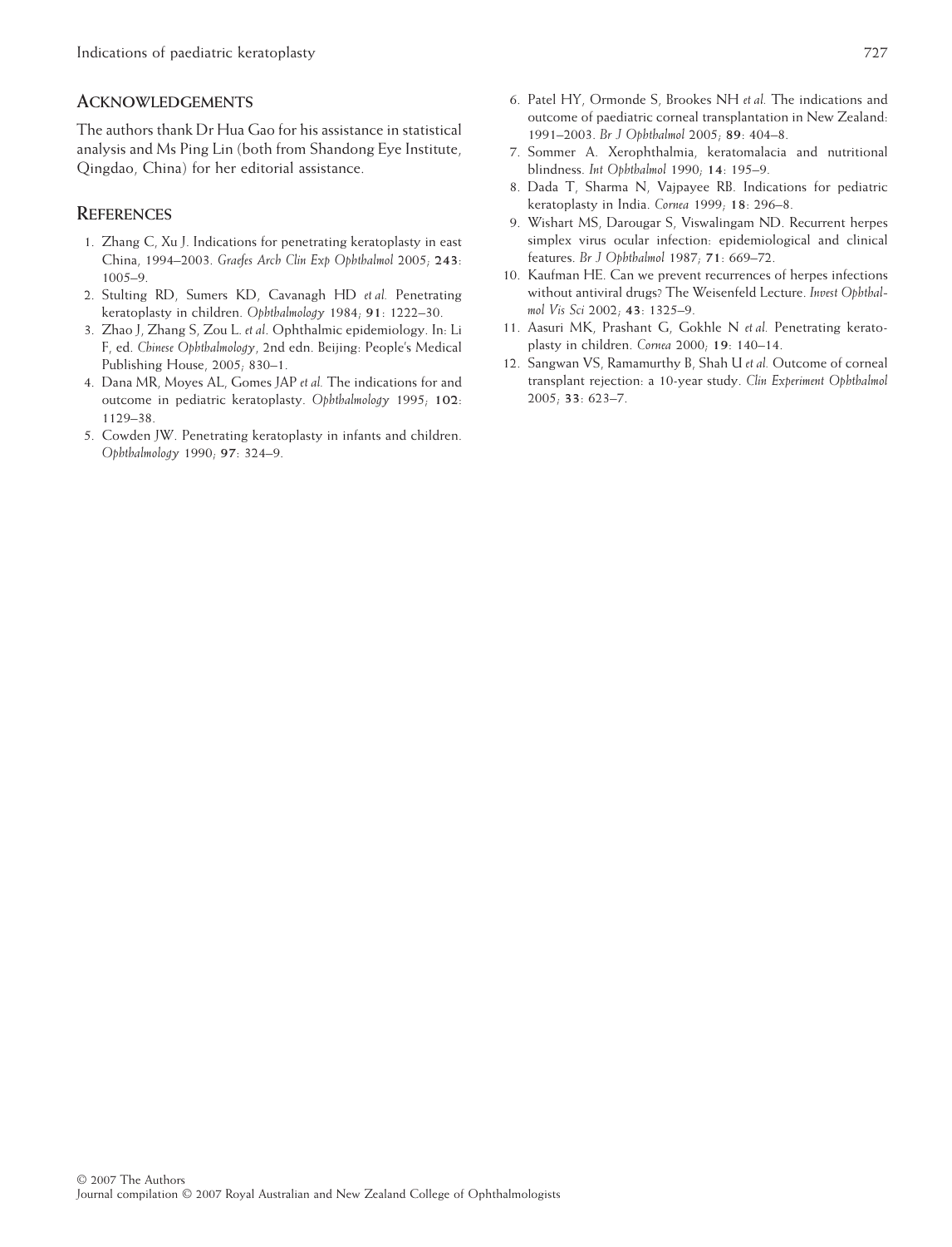## Acknowledgements

The authors thank Dr Hua Gao for his assistance in statistical analysis and Ms Ping Lin (both from Shandong Eye Institute, Qingdao, China) for her editorial assistance.

## References

1. Zhang C, Xu J. Indications for penetrating keratoplasty in east China, 1994–2003. *Graefes Arch Clin Exp Ophthalmol* 2005; **243**: 1005–9.
2. Stulting RD, Sumers KD, Cavanagh HD *et al.* Penetrating keratoplasty in children. *Ophthalmology* 1984; **91**: 1222–30.
3. Zhao J, Zhang S, Zou L. *et al*. Ophthalmic epidemiology. In: Li F, ed. *Chinese Ophthalmology*, 2nd edn. Beijing: People's Medical Publishing House, 2005; 830–1.
4. Dana MR, Moyes AL, Gomes JAP *et al.* The indications for and outcome in pediatric keratoplasty. *Ophthalmology* 1995; **102**: 1129–38.
5. Cowden JW. Penetrating keratoplasty in infants and children. *Ophthalmology* 1990; **97**: 324–9.
6. Patel HY, Ormonde S, Brookes NH *et al.* The indications and outcome of paediatric corneal transplantation in New Zealand: 1991–2003. *Br J Ophthalmol* 2005; **89**: 404–8.
7. Sommer A. Xerophthalmia, keratomalacia and nutritional blindness. *Int Ophthalmol* 1990; **14**: 195–9.
8. Dada T, Sharma N, Vajpayee RB. Indications for pediatric keratoplasty in India. *Cornea* 1999; **18**: 296–8.
9. Wishart MS, Darougar S, Viswalingam ND. Recurrent herpes simplex virus ocular infection: epidemiological and clinical features. *Br J Ophthalmol* 1987; **71**: 669–72.
10. Kaufman HE. Can we prevent recurrences of herpes infections without antiviral drugs? The Weisenfeld Lecture. *Invest Ophthalmol Vis Sci* 2002; **43**: 1325–9.
11. Aasuri MK, Prashant G, Gokhle N *et al.* Penetrating keratoplasty in children. *Cornea* 2000; **19**: 140–14.
12. Sangwan VS, Ramamurthy B, Shah U *et al.* Outcome of corneal transplant rejection: a 10-year study. *Clin Experiment Ophthalmol* 2005; **33**: 623–7.